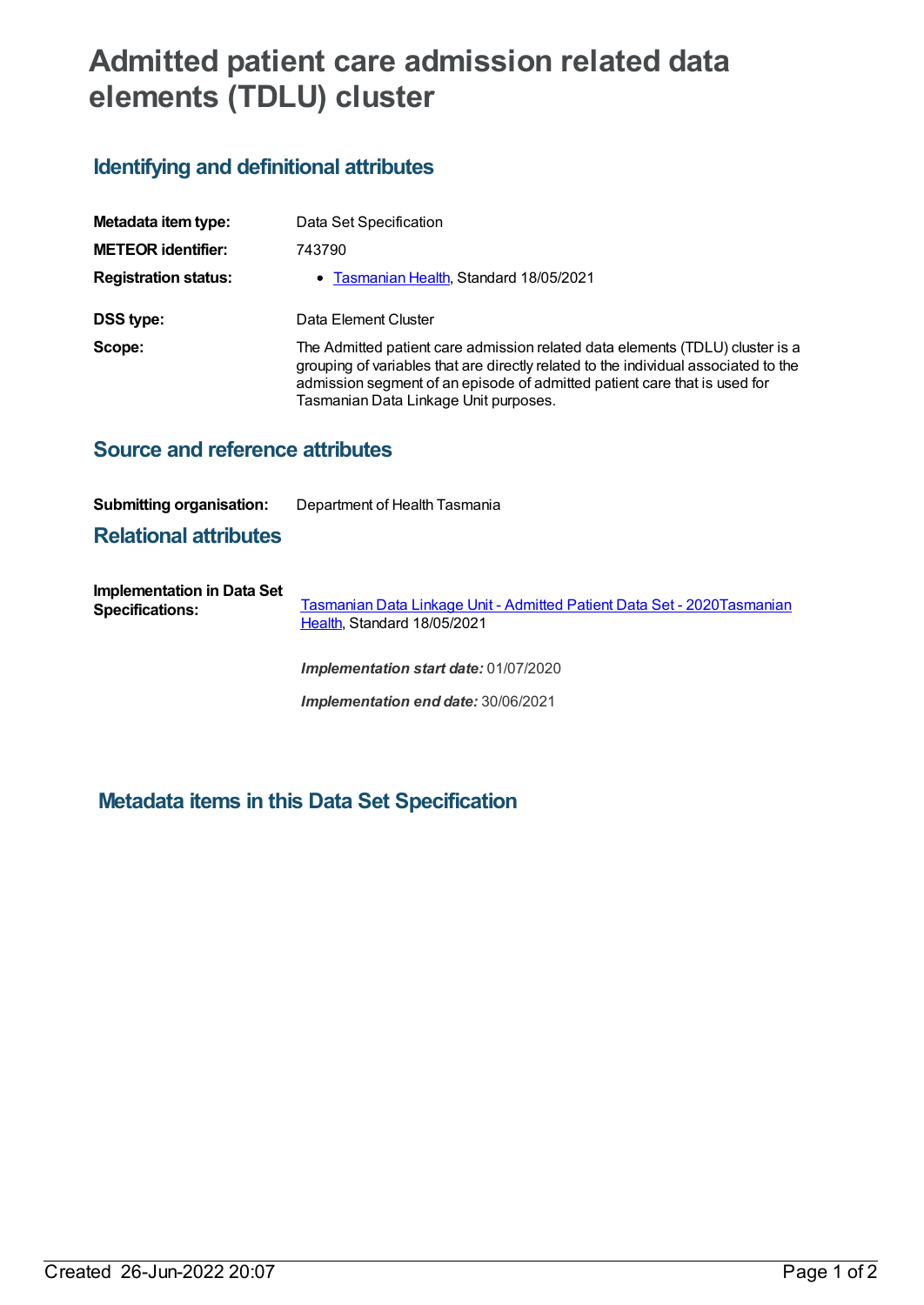# Admitted patient care admission related data elements (TDLU) cluster

## Identifying and definitional attributes

**Metadata item type:** Data Set Specification

**METEOR identifier:** 743790

**Registration status:**
- Tasmanian Health, Standard 18/05/2021

**DSS type:** Data Element Cluster

**Scope:** The Admitted patient care admission related data elements (TDLU) cluster is a grouping of variables that are directly related to the individual associated to the admission segment of an episode of admitted patient care that is used for Tasmanian Data Linkage Unit purposes.

## Source and reference attributes

**Submitting organisation:** Department of Health Tasmania

## Relational attributes

**Implementation in Data Set Specifications:** Tasmanian Data Linkage Unit - Admitted Patient Data Set - 2020Tasmanian Health, Standard 18/05/2021

*Implementation start date:* 01/07/2020

*Implementation end date:* 30/06/2021

## Metadata items in this Data Set Specification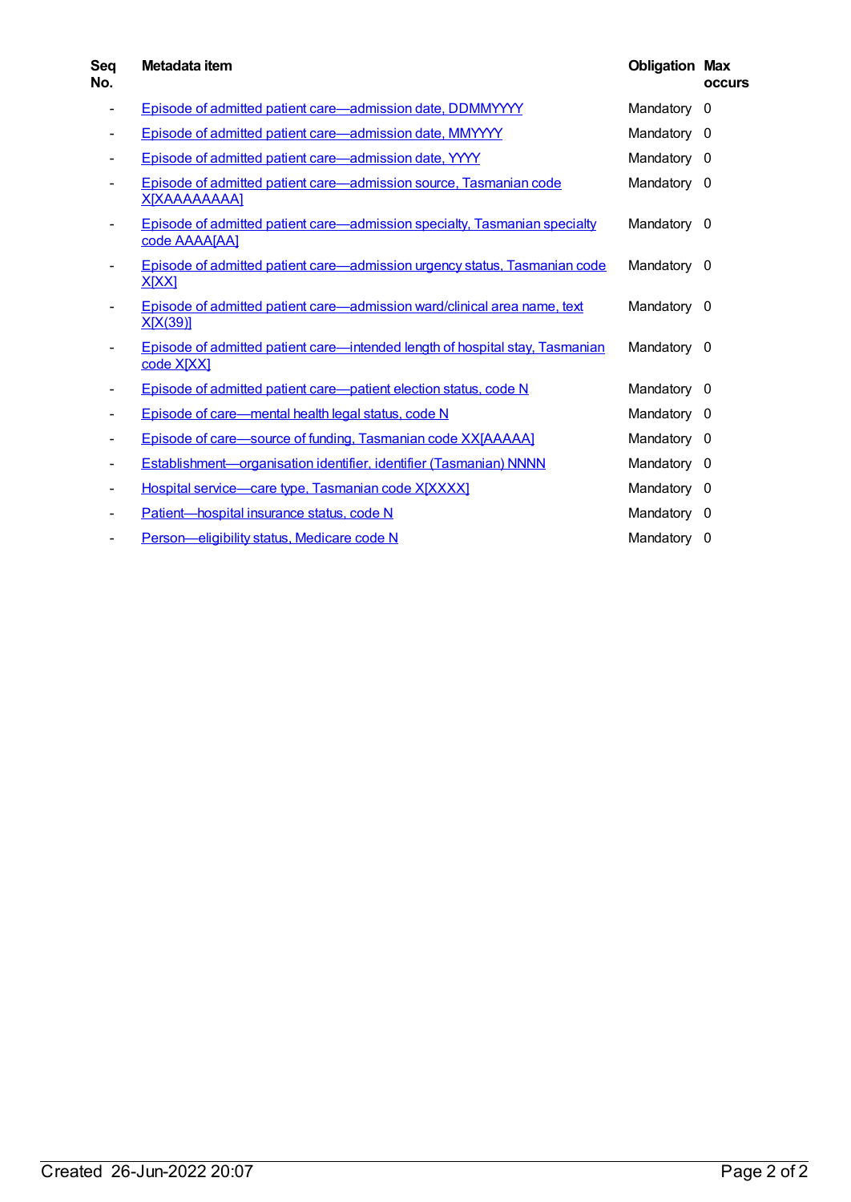| Seq No. | Metadata item | Obligation | Max occurs |
| --- | --- | --- | --- |
| - | Episode of admitted patient care—admission date, DDMMYYYY | Mandatory | 0 |
| - | Episode of admitted patient care—admission date, MMYYYY | Mandatory | 0 |
| - | Episode of admitted patient care—admission date, YYYY | Mandatory | 0 |
| - | Episode of admitted patient care—admission source, Tasmanian code X[XAAAAAAAA] | Mandatory | 0 |
| - | Episode of admitted patient care—admission specialty, Tasmanian specialty code AAAA[AA] | Mandatory | 0 |
| - | Episode of admitted patient care—admission urgency status, Tasmanian code X[XX] | Mandatory | 0 |
| - | Episode of admitted patient care—admission ward/clinical area name, text X[X(39)] | Mandatory | 0 |
| - | Episode of admitted patient care—intended length of hospital stay, Tasmanian code X[XX] | Mandatory | 0 |
| - | Episode of admitted patient care—patient election status, code N | Mandatory | 0 |
| - | Episode of care—mental health legal status, code N | Mandatory | 0 |
| - | Episode of care—source of funding, Tasmanian code XX[AAAAA] | Mandatory | 0 |
| - | Establishment—organisation identifier, identifier (Tasmanian) NNNN | Mandatory | 0 |
| - | Hospital service—care type, Tasmanian code X[XXXX] | Mandatory | 0 |
| - | Patient—hospital insurance status, code N | Mandatory | 0 |
| - | Person—eligibility status, Medicare code N | Mandatory | 0 |

Created 26-Jun-2022 20:07